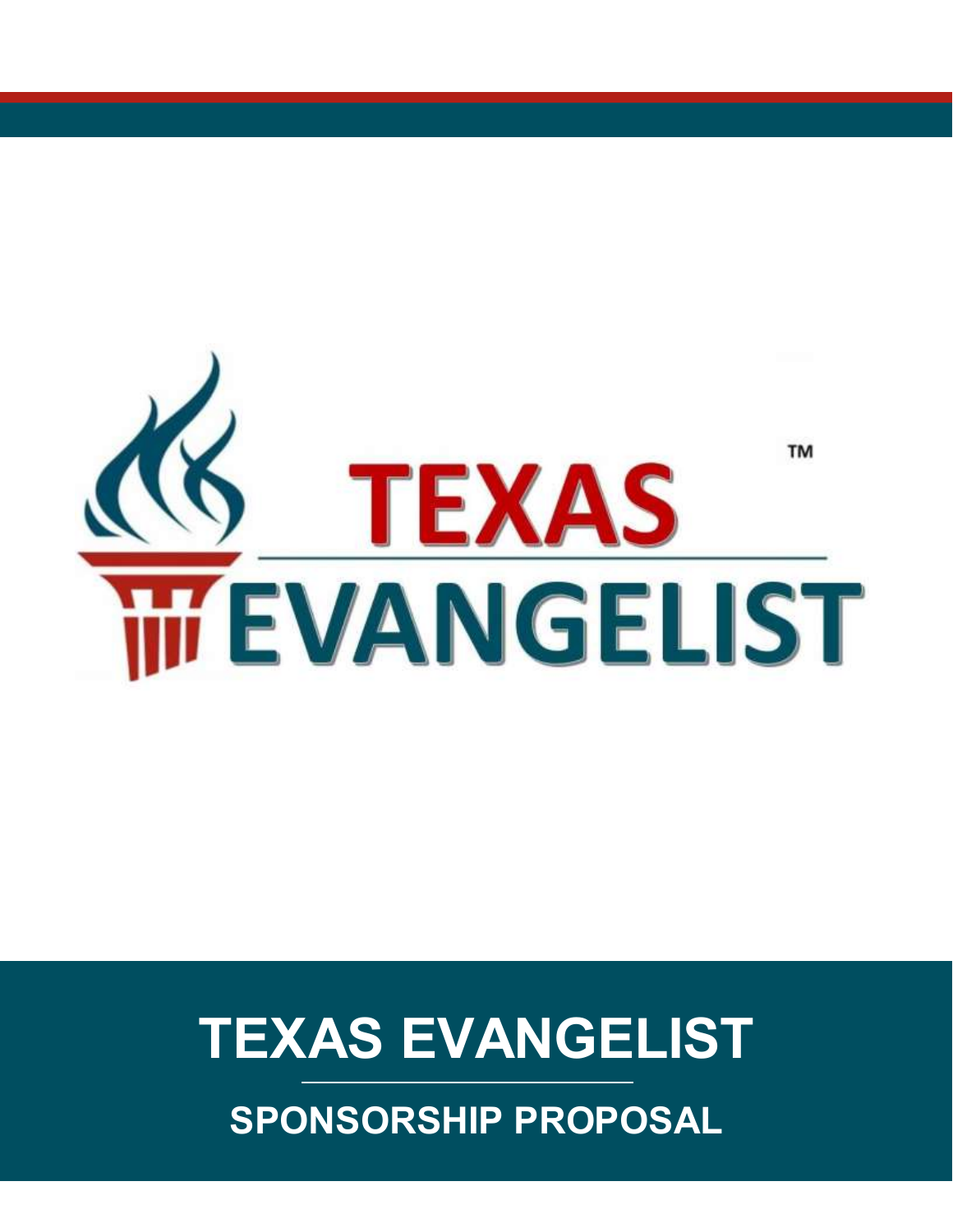TEXAS™
EVANGELIST

# TEXAS EVANGELIST

## SPONSORSHIP PROPOSAL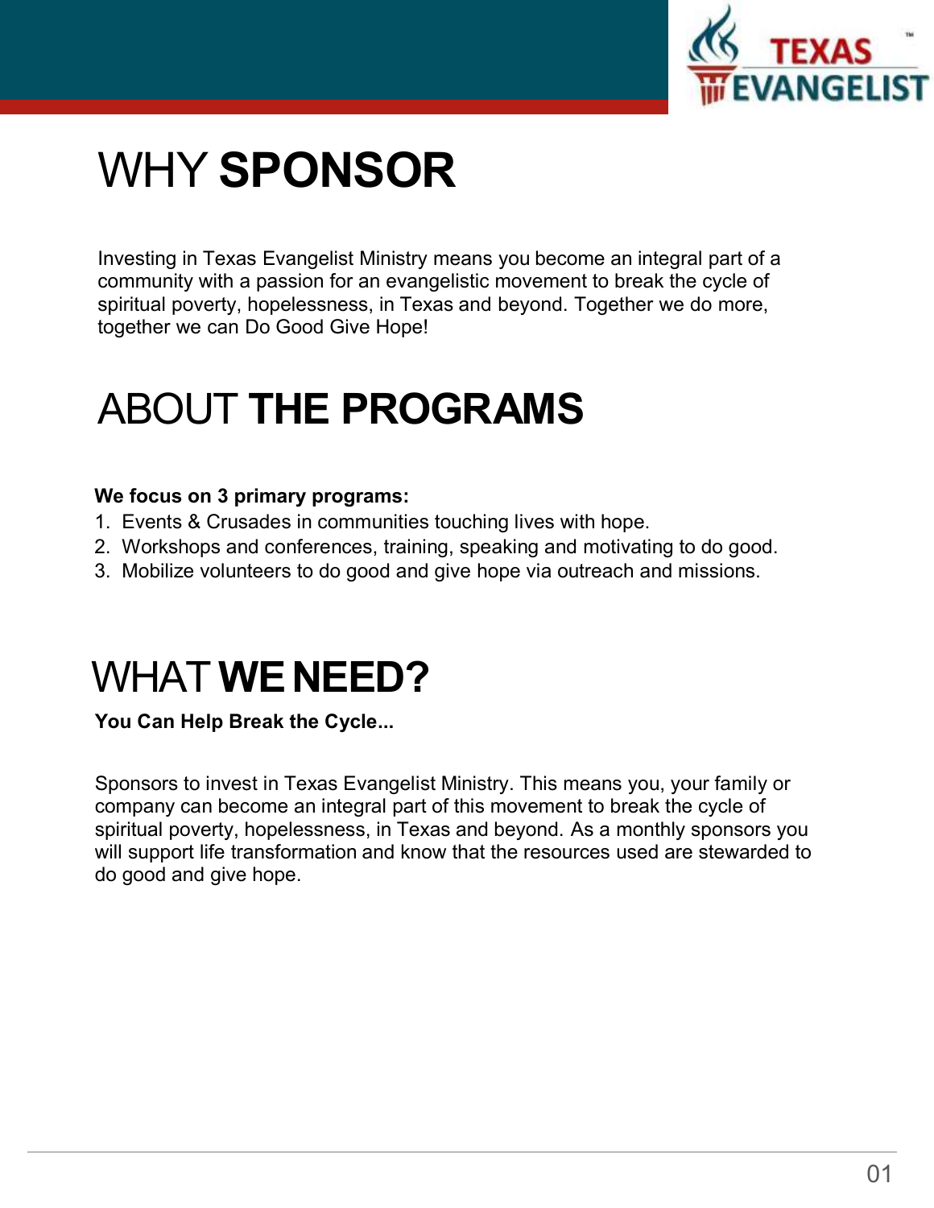# WHY **SPONSOR**

Investing in Texas Evangelist Ministry means you become an integral part of a community with a passion for an evangelistic movement to break the cycle of spiritual poverty, hopelessness, in Texas and beyond. Together we do more, together we can Do Good Give Hope!

# ABOUT **THE PROGRAMS**

**We focus on 3 primary programs:**

1. Events & Crusades in communities touching lives with hope.
2. Workshops and conferences, training, speaking and motivating to do good.
3. Mobilize volunteers to do good and give hope via outreach and missions.

# WHAT **WE NEED?**

**You Can Help Break the Cycle...**

Sponsors to invest in Texas Evangelist Ministry. This means you, your family or company can become an integral part of this movement to break the cycle of spiritual poverty, hopelessness, in Texas and beyond. As a monthly sponsors you will support life transformation and know that the resources used are stewarded to do good and give hope.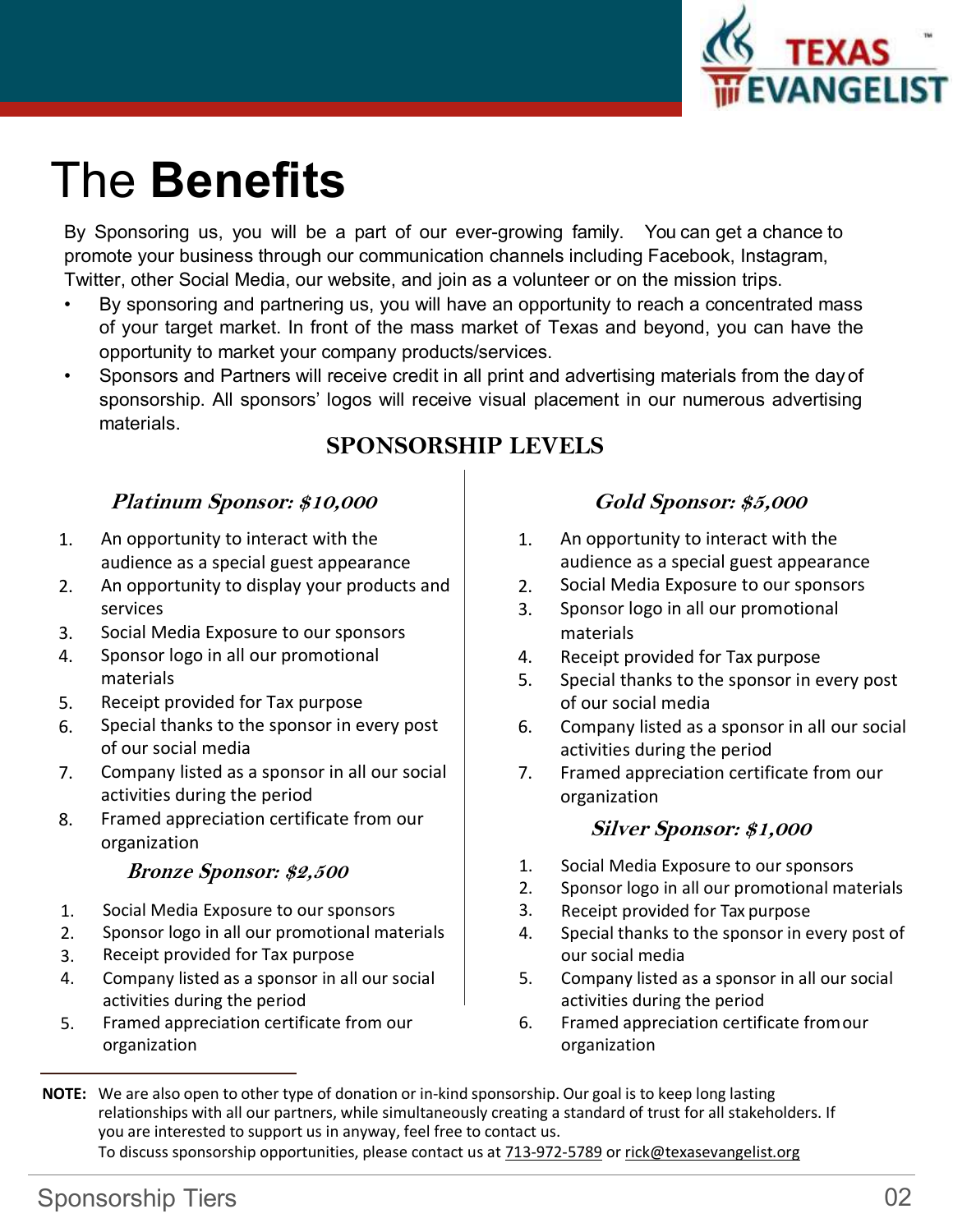# The **Benefits**

By Sponsoring us, you will be a part of our ever-growing family. You can get a chance to promote your business through our communication channels including Facebook, Instagram, Twitter, other Social Media, our website, and join as a volunteer or on the mission trips.

- By sponsoring and partnering us, you will have an opportunity to reach a concentrated mass of your target market. In front of the mass market of Texas and beyond, you can have the opportunity to market your company products/services.
- Sponsors and Partners will receive credit in all print and advertising materials from the day of sponsorship. All sponsors' logos will receive visual placement in our numerous advertising materials.

## SPONSORSHIP LEVELS

### *Platinum Sponsor: $10,000*

1. An opportunity to interact with the audience as a special guest appearance
2. An opportunity to display your products and services
3. Social Media Exposure to our sponsors
4. Sponsor logo in all our promotional materials
5. Receipt provided for Tax purpose
6. Special thanks to the sponsor in every post of our social media
7. Company listed as a sponsor in all our social activities during the period
8. Framed appreciation certificate from our organization

### *Bronze Sponsor: $2,500*

1. Social Media Exposure to our sponsors
2. Sponsor logo in all our promotional materials
3. Receipt provided for Tax purpose
4. Company listed as a sponsor in all our social activities during the period
5. Framed appreciation certificate from our organization

### *Gold Sponsor: $5,000*

1. An opportunity to interact with the audience as a special guest appearance
2. Social Media Exposure to our sponsors
3. Sponsor logo in all our promotional materials
4. Receipt provided for Tax purpose
5. Special thanks to the sponsor in every post of our social media
6. Company listed as a sponsor in all our social activities during the period
7. Framed appreciation certificate from our organization

### *Silver Sponsor: $1,000*

1. Social Media Exposure to our sponsors
2. Sponsor logo in all our promotional materials
3. Receipt provided for Tax purpose
4. Special thanks to the sponsor in every post of our social media
5. Company listed as a sponsor in all our social activities during the period
6. Framed appreciation certificate from our organization

---

**NOTE:** We are also open to other type of donation or in-kind sponsorship. Our goal is to keep long lasting relationships with all our partners, while simultaneously creating a standard of trust for all stakeholders. If you are interested to support us in anyway, feel free to contact us.
To discuss sponsorship opportunities, please contact us at 713-972-5789 or rick@texasevangelist.org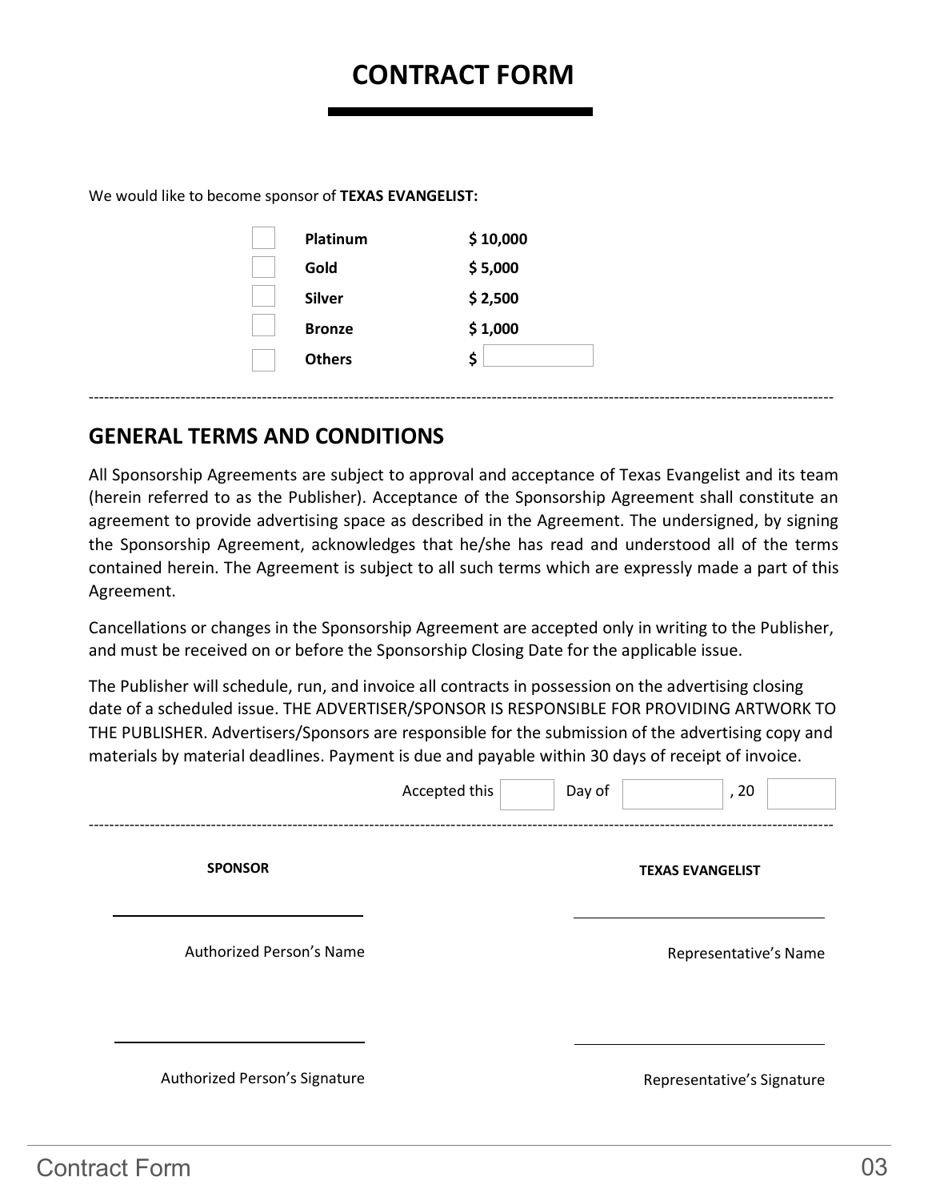# CONTRACT FORM

We would like to become sponsor of **TEXAS EVANGELIST:**

| | | |
|---|---|---|
| ☐ | **Platinum** | **$ 10,000** |
| ☐ | **Gold** | **$ 5,000** |
| ☐ | **Silver** | **$ 2,500** |
| ☐ | **Bronze** | **$ 1,000** |
| ☐ | **Others** | **$** ________ |

---

## GENERAL TERMS AND CONDITIONS

All Sponsorship Agreements are subject to approval and acceptance of Texas Evangelist and its team (herein referred to as the Publisher). Acceptance of the Sponsorship Agreement shall constitute an agreement to provide advertising space as described in the Agreement. The undersigned, by signing the Sponsorship Agreement, acknowledges that he/she has read and understood all of the terms contained herein. The Agreement is subject to all such terms which are expressly made a part of this Agreement.

Cancellations or changes in the Sponsorship Agreement are accepted only in writing to the Publisher, and must be received on or before the Sponsorship Closing Date for the applicable issue.

The Publisher will schedule, run, and invoice all contracts in possession on the advertising closing date of a scheduled issue. THE ADVERTISER/SPONSOR IS RESPONSIBLE FOR PROVIDING ARTWORK TO THE PUBLISHER. Advertisers/Sponsors are responsible for the submission of the advertising copy and materials by material deadlines. Payment is due and payable within 30 days of receipt of invoice.

Accepted this ______ Day of ____________ , 20 ______

---

| **SPONSOR** | **TEXAS EVANGELIST** |
|---|---|
| ______________________________ | ______________________________ |
| Authorized Person's Name | Representative's Name |
| ______________________________ | ______________________________ |
| Authorized Person's Signature | Representative's Signature |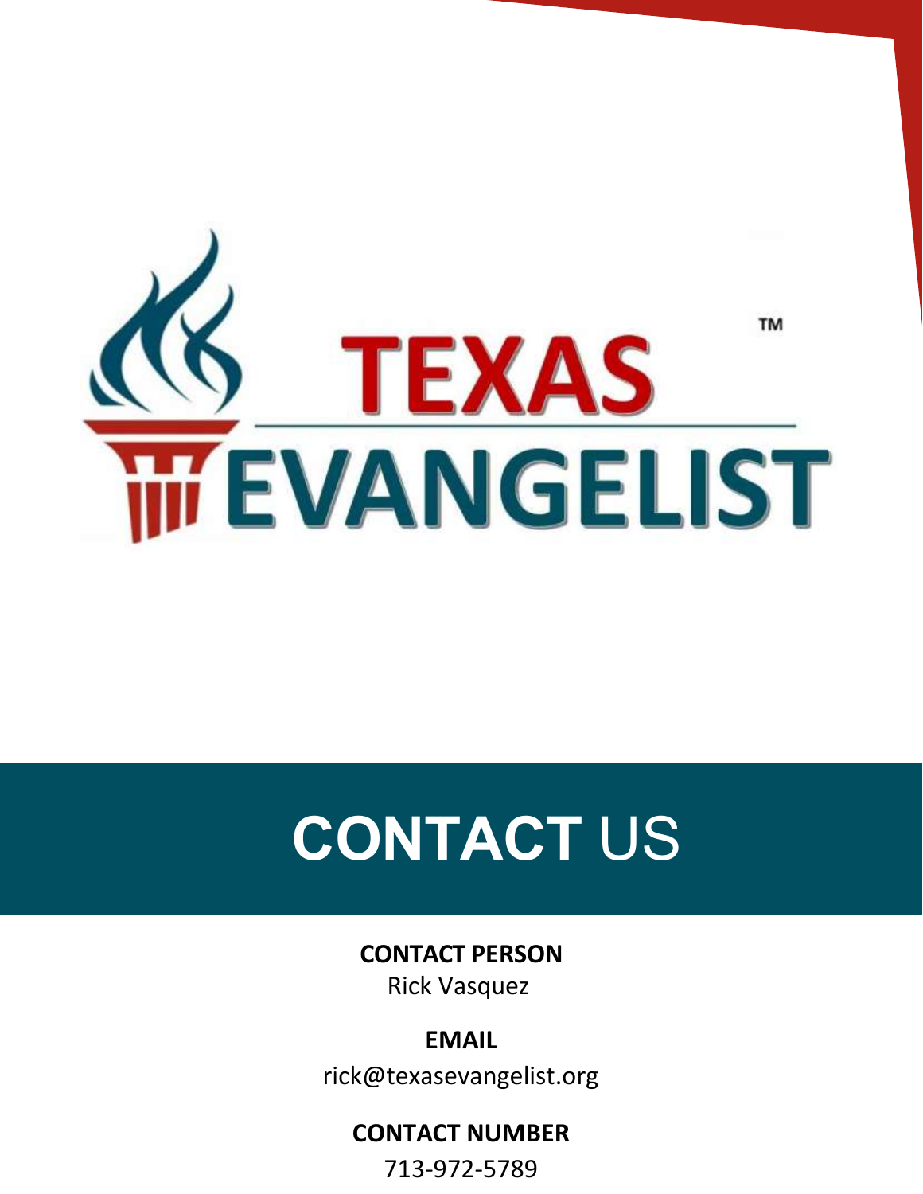TEXAS EVANGELIST ™

# CONTACT US

**CONTACT PERSON**
Rick Vasquez

**EMAIL**
rick@texasevangelist.org

**CONTACT NUMBER**
713-972-5789